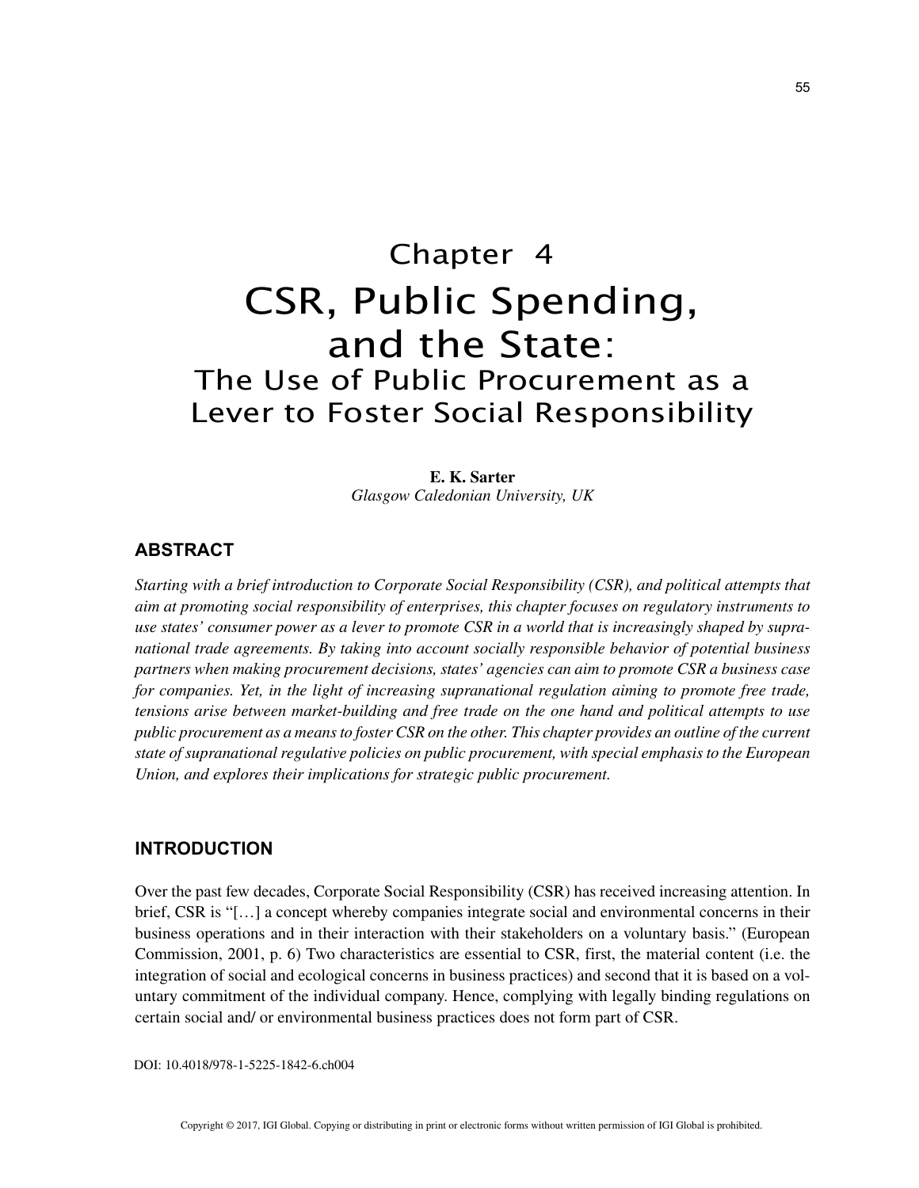# Chapter 4

# CSR, Public Spending, and the State:

## The Use of Public Procurement as a Lever to Foster Social Responsibility

**E. K. Sarter**
*Glasgow Caledonian University, UK*

### ABSTRACT

*Starting with a brief introduction to Corporate Social Responsibility (CSR), and political attempts that aim at promoting social responsibility of enterprises, this chapter focuses on regulatory instruments to use states' consumer power as a lever to promote CSR in a world that is increasingly shaped by supranational trade agreements. By taking into account socially responsible behavior of potential business partners when making procurement decisions, states' agencies can aim to promote CSR a business case for companies. Yet, in the light of increasing supranational regulation aiming to promote free trade, tensions arise between market-building and free trade on the one hand and political attempts to use public procurement as a means to foster CSR on the other. This chapter provides an outline of the current state of supranational regulative policies on public procurement, with special emphasis to the European Union, and explores their implications for strategic public procurement.*

### INTRODUCTION

Over the past few decades, Corporate Social Responsibility (CSR) has received increasing attention. In brief, CSR is "[…] a concept whereby companies integrate social and environmental concerns in their business operations and in their interaction with their stakeholders on a voluntary basis." (European Commission, 2001, p. 6) Two characteristics are essential to CSR, first, the material content (i.e. the integration of social and ecological concerns in business practices) and second that it is based on a voluntary commitment of the individual company. Hence, complying with legally binding regulations on certain social and/ or environmental business practices does not form part of CSR.

DOI: 10.4018/978-1-5225-1842-6.ch004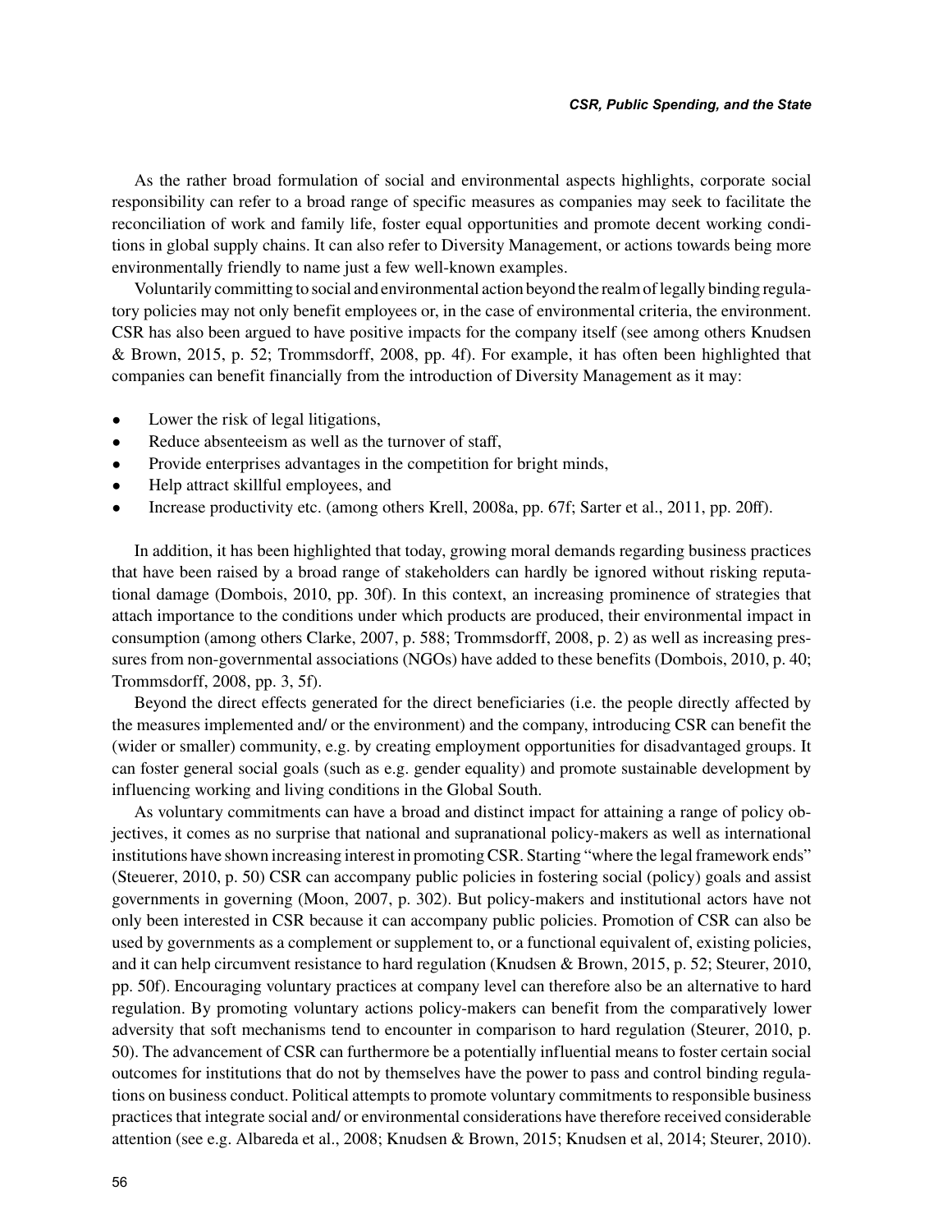As the rather broad formulation of social and environmental aspects highlights, corporate social responsibility can refer to a broad range of specific measures as companies may seek to facilitate the reconciliation of work and family life, foster equal opportunities and promote decent working conditions in global supply chains. It can also refer to Diversity Management, or actions towards being more environmentally friendly to name just a few well-known examples.

Voluntarily committing to social and environmental action beyond the realm of legally binding regulatory policies may not only benefit employees or, in the case of environmental criteria, the environment. CSR has also been argued to have positive impacts for the company itself (see among others Knudsen & Brown, 2015, p. 52; Trommsdorff, 2008, pp. 4f). For example, it has often been highlighted that companies can benefit financially from the introduction of Diversity Management as it may:

- Lower the risk of legal litigations,
- Reduce absenteeism as well as the turnover of staff,
- Provide enterprises advantages in the competition for bright minds,
- Help attract skillful employees, and
- Increase productivity etc. (among others Krell, 2008a, pp. 67f; Sarter et al., 2011, pp. 20ff).

In addition, it has been highlighted that today, growing moral demands regarding business practices that have been raised by a broad range of stakeholders can hardly be ignored without risking reputational damage (Dombois, 2010, pp. 30f). In this context, an increasing prominence of strategies that attach importance to the conditions under which products are produced, their environmental impact in consumption (among others Clarke, 2007, p. 588; Trommsdorff, 2008, p. 2) as well as increasing pressures from non-governmental associations (NGOs) have added to these benefits (Dombois, 2010, p. 40; Trommsdorff, 2008, pp. 3, 5f).

Beyond the direct effects generated for the direct beneficiaries (i.e. the people directly affected by the measures implemented and/ or the environment) and the company, introducing CSR can benefit the (wider or smaller) community, e.g. by creating employment opportunities for disadvantaged groups. It can foster general social goals (such as e.g. gender equality) and promote sustainable development by influencing working and living conditions in the Global South.

As voluntary commitments can have a broad and distinct impact for attaining a range of policy objectives, it comes as no surprise that national and supranational policy-makers as well as international institutions have shown increasing interest in promoting CSR. Starting "where the legal framework ends" (Steuerer, 2010, p. 50) CSR can accompany public policies in fostering social (policy) goals and assist governments in governing (Moon, 2007, p. 302). But policy-makers and institutional actors have not only been interested in CSR because it can accompany public policies. Promotion of CSR can also be used by governments as a complement or supplement to, or a functional equivalent of, existing policies, and it can help circumvent resistance to hard regulation (Knudsen & Brown, 2015, p. 52; Steurer, 2010, pp. 50f). Encouraging voluntary practices at company level can therefore also be an alternative to hard regulation. By promoting voluntary actions policy-makers can benefit from the comparatively lower adversity that soft mechanisms tend to encounter in comparison to hard regulation (Steurer, 2010, p. 50). The advancement of CSR can furthermore be a potentially influential means to foster certain social outcomes for institutions that do not by themselves have the power to pass and control binding regulations on business conduct. Political attempts to promote voluntary commitments to responsible business practices that integrate social and/ or environmental considerations have therefore received considerable attention (see e.g. Albareda et al., 2008; Knudsen & Brown, 2015; Knudsen et al, 2014; Steurer, 2010).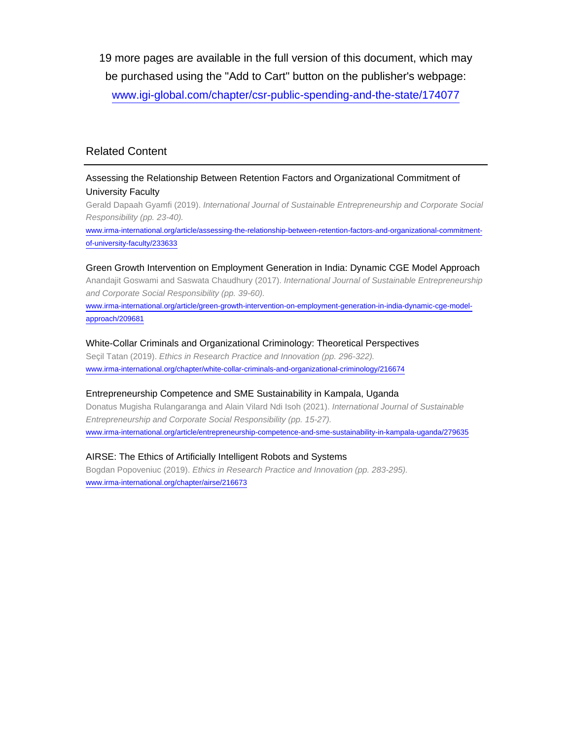19 more pages are available in the full version of this document, which may be purchased using the "Add to Cart" button on the publisher's webpage:
[www.igi-global.com/chapter/csr-public-spending-and-the-state/174077](www.igi-global.com/chapter/csr-public-spending-and-the-state/174077)

## Related Content

Assessing the Relationship Between Retention Factors and Organizational Commitment of University Faculty
Gerald Dapaah Gyamfi (2019). *International Journal of Sustainable Entrepreneurship and Corporate Social Responsibility (pp. 23-40).*
[www.irma-international.org/article/assessing-the-relationship-between-retention-factors-and-organizational-commitment-of-university-faculty/233633](www.irma-international.org/article/assessing-the-relationship-between-retention-factors-and-organizational-commitment-of-university-faculty/233633)

Green Growth Intervention on Employment Generation in India: Dynamic CGE Model Approach
Anandajit Goswami and Saswata Chaudhury (2017). *International Journal of Sustainable Entrepreneurship and Corporate Social Responsibility (pp. 39-60).*
[www.irma-international.org/article/green-growth-intervention-on-employment-generation-in-india-dynamic-cge-model-approach/209681](www.irma-international.org/article/green-growth-intervention-on-employment-generation-in-india-dynamic-cge-model-approach/209681)

White-Collar Criminals and Organizational Criminology: Theoretical Perspectives
Seçil Tatan (2019). *Ethics in Research Practice and Innovation (pp. 296-322).*
[www.irma-international.org/chapter/white-collar-criminals-and-organizational-criminology/216674](www.irma-international.org/chapter/white-collar-criminals-and-organizational-criminology/216674)

Entrepreneurship Competence and SME Sustainability in Kampala, Uganda
Donatus Mugisha Rulangaranga and Alain Vilard Ndi Isoh (2021). *International Journal of Sustainable Entrepreneurship and Corporate Social Responsibility (pp. 15-27).*
[www.irma-international.org/article/entrepreneurship-competence-and-sme-sustainability-in-kampala-uganda/279635](www.irma-international.org/article/entrepreneurship-competence-and-sme-sustainability-in-kampala-uganda/279635)

AIRSE: The Ethics of Artificially Intelligent Robots and Systems
Bogdan Popoveniuc (2019). *Ethics in Research Practice and Innovation (pp. 283-295).*
[www.irma-international.org/chapter/airse/216673](www.irma-international.org/chapter/airse/216673)